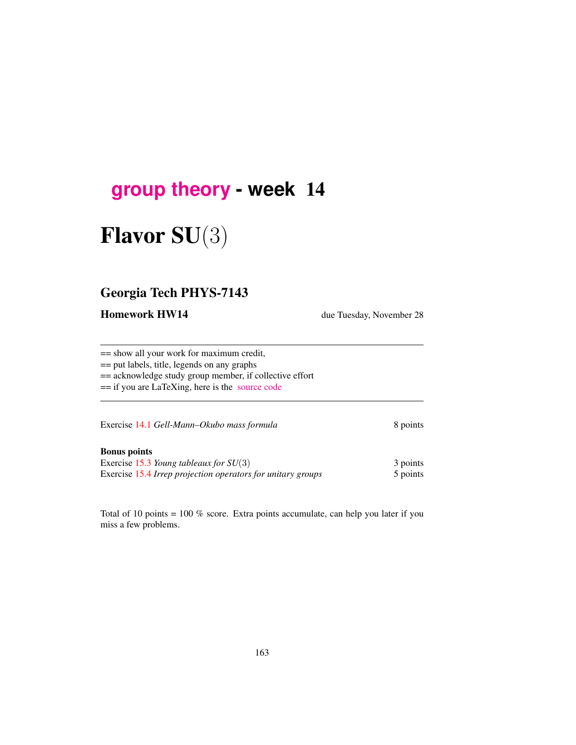# group theory - week 14

# Flavor SU(3)

## Georgia Tech PHYS-7143

**Homework HW14** due Tuesday, November 28

---

== show all your work for maximum credit,
== put labels, title, legends on any graphs
== acknowledge study group member, if collective effort
== if you are LaTeXing, here is the source code

---

Exercise 14.1 *Gell-Mann–Okubo mass formula* 8 points

**Bonus points**
Exercise 15.3 *Young tableaux for SU(3)* 3 points
Exercise 15.4 *Irrep projection operators for unitary groups* 5 points

Total of 10 points = 100 % score. Extra points accumulate, can help you later if you miss a few problems.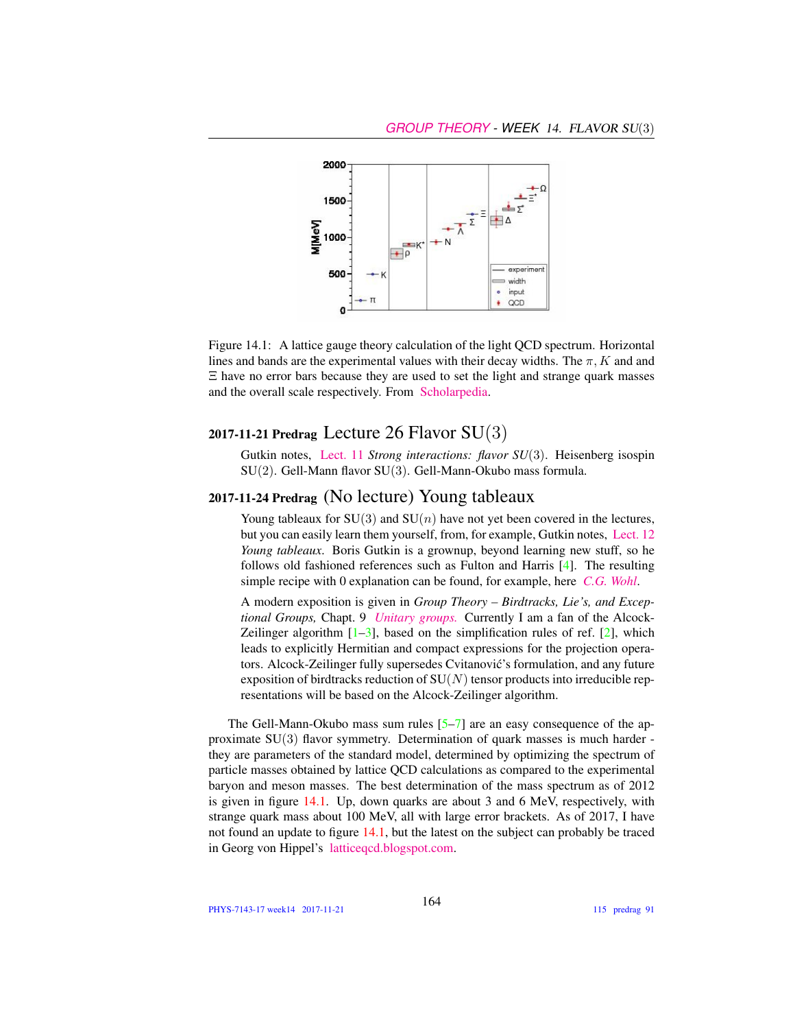Figure 14.1: A lattice gauge theory calculation of the light QCD spectrum. Horizontal lines and bands are the experimental values with their decay widths. The $\pi$, $K$ and and $\Xi$ have no error bars because they are used to set the light and strange quark masses and the overall scale respectively. From Scholarpedia.

## 2017-11-21 Predrag Lecture 26 Flavor SU(3)

Gutkin notes, Lect. 11 *Strong interactions: flavor SU(3)*. Heisenberg isospin SU(2). Gell-Mann flavor SU(3). Gell-Mann-Okubo mass formula.

## 2017-11-24 Predrag (No lecture) Young tableaux

Young tableaux for SU(3) and SU($n$) have not yet been covered in the lectures, but you can easily learn them yourself, from, for example, Gutkin notes, Lect. 12 *Young tableaux.* Boris Gutkin is a grownup, beyond learning new stuff, so he follows old fashioned references such as Fulton and Harris [4]. The resulting simple recipe with 0 explanation can be found, for example, here *C.G. Wohl*.

A modern exposition is given in *Group Theory – Birdtracks, Lie's, and Exceptional Groups,* Chapt. 9 *Unitary groups.* Currently I am a fan of the Alcock-Zeilinger algorithm [1–3], based on the simplification rules of ref. [2], which leads to explicitly Hermitian and compact expressions for the projection operators. Alcock-Zeilinger fully supersedes Cvitanović's formulation, and any future exposition of birdtracks reduction of SU($N$) tensor products into irreducible representations will be based on the Alcock-Zeilinger algorithm.

The Gell-Mann-Okubo mass sum rules [5–7] are an easy consequence of the approximate SU(3) flavor symmetry. Determination of quark masses is much harder - they are parameters of the standard model, determined by optimizing the spectrum of particle masses obtained by lattice QCD calculations as compared to the experimental baryon and meson masses. The best determination of the mass spectrum as of 2012 is given in figure 14.1. Up, down quarks are about 3 and 6 MeV, respectively, with strange quark mass about 100 MeV, all with large error brackets. As of 2017, I have not found an update to figure 14.1, but the latest on the subject can probably be traced in Georg von Hippel's latticeqcd.blogspot.com.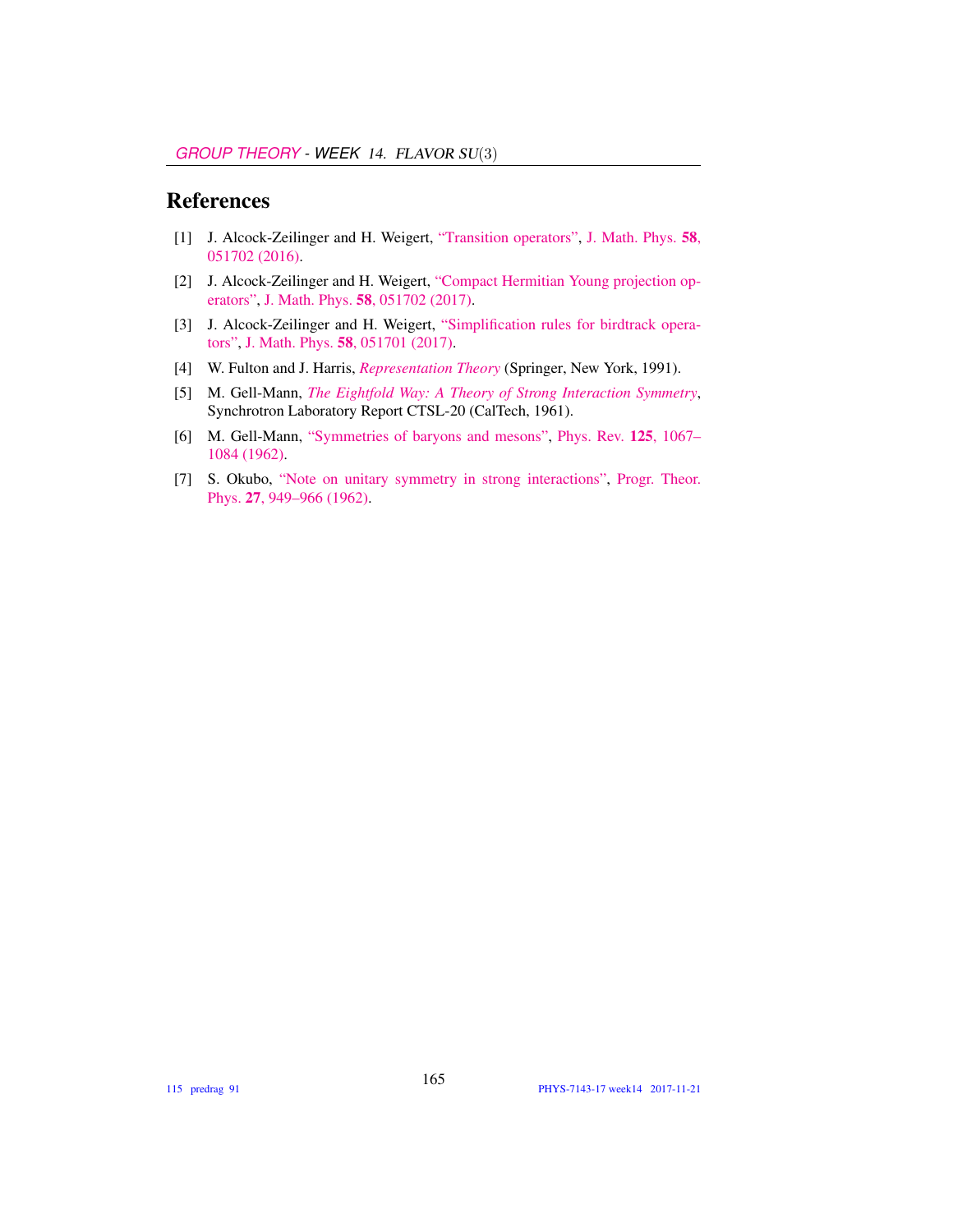# References

[1] J. Alcock-Zeilinger and H. Weigert, "Transition operators", J. Math. Phys. **58**, 051702 (2016).

[2] J. Alcock-Zeilinger and H. Weigert, "Compact Hermitian Young projection operators", J. Math. Phys. **58**, 051702 (2017).

[3] J. Alcock-Zeilinger and H. Weigert, "Simplification rules for birdtrack operators", J. Math. Phys. **58**, 051701 (2017).

[4] W. Fulton and J. Harris, *Representation Theory* (Springer, New York, 1991).

[5] M. Gell-Mann, *The Eightfold Way: A Theory of Strong Interaction Symmetry*, Synchrotron Laboratory Report CTSL-20 (CalTech, 1961).

[6] M. Gell-Mann, "Symmetries of baryons and mesons", Phys. Rev. **125**, 1067–1084 (1962).

[7] S. Okubo, "Note on unitary symmetry in strong interactions", Progr. Theor. Phys. **27**, 949–966 (1962).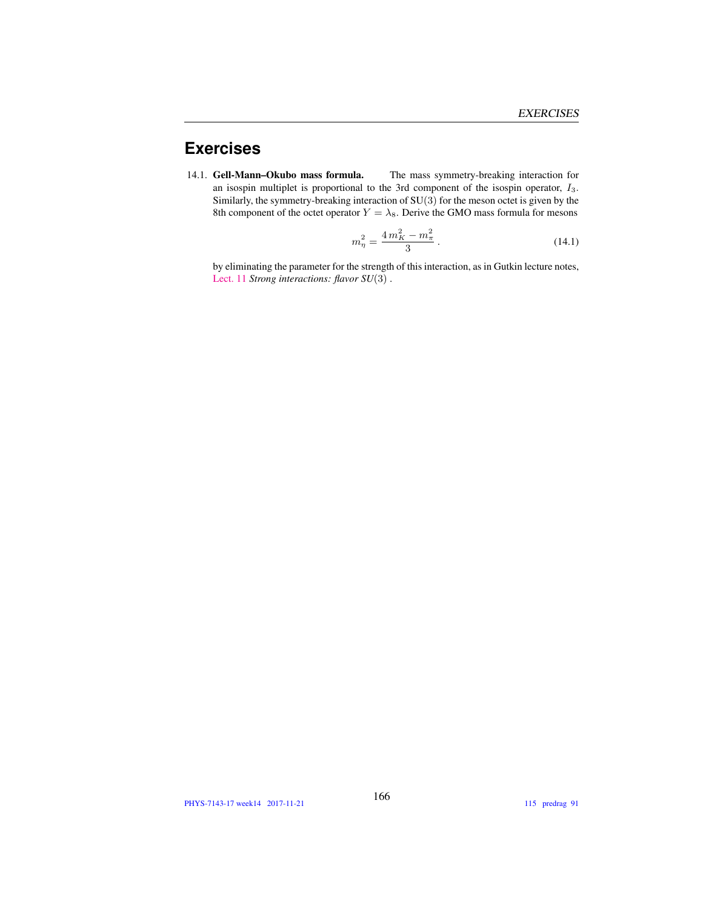# Exercises

14.1. **Gell-Mann–Okubo mass formula.** The mass symmetry-breaking interaction for an isospin multiplet is proportional to the 3rd component of the isospin operator, $I_3$. Similarly, the symmetry-breaking interaction of $\mathrm{SU}(3)$ for the meson octet is given by the 8th component of the octet operator $Y = \lambda_8$. Derive the GMO mass formula for mesons

$$m_\eta^2 = \frac{4\,m_K^2 - m_\pi^2}{3}\,. \tag{14.1}$$

by eliminating the parameter for the strength of this interaction, as in Gutkin lecture notes, Lect. 11 *Strong interactions: flavor SU*$(3)$ .